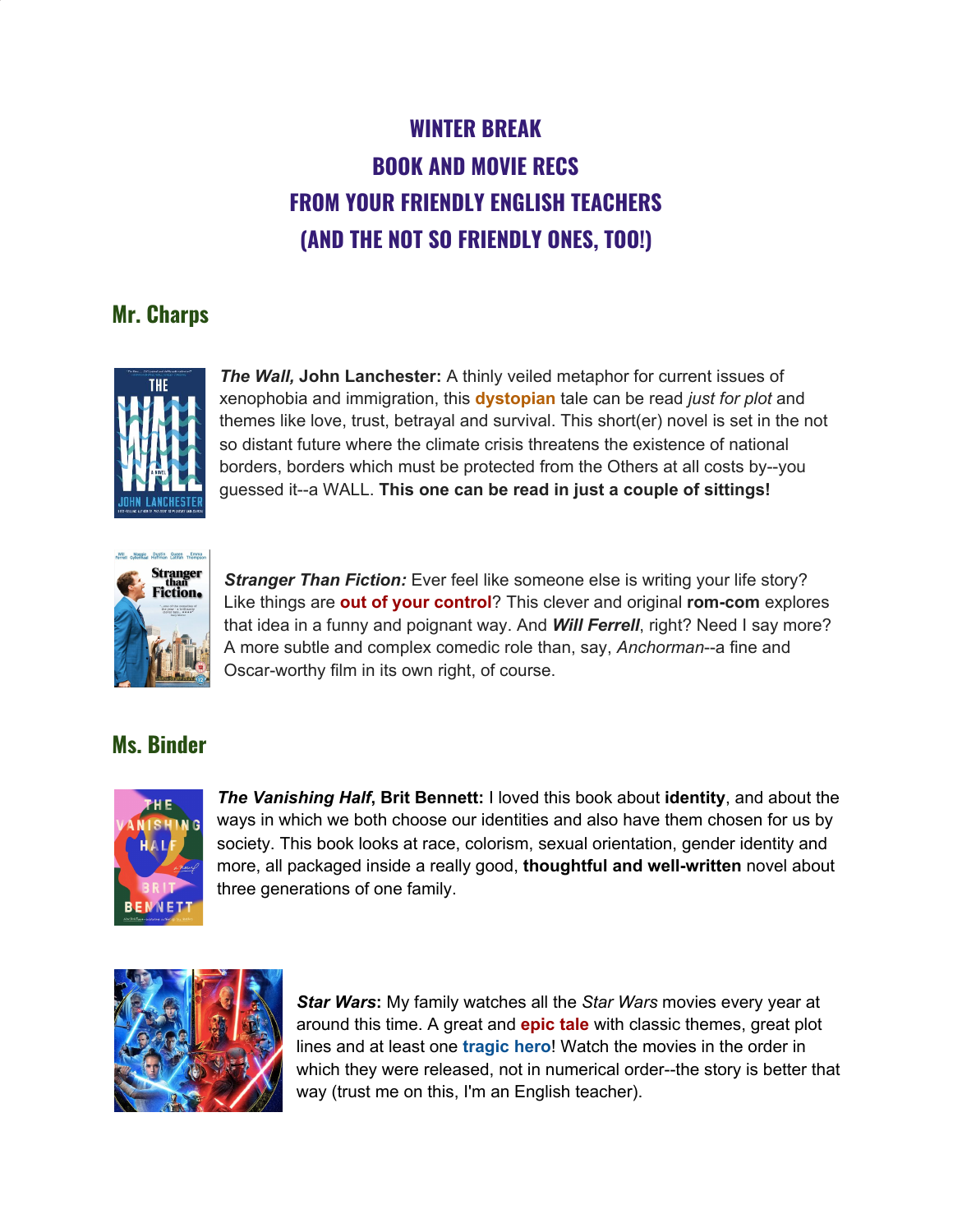# WINTER BREAK
# BOOK AND MOVIE RECS
# FROM YOUR FRIENDLY ENGLISH TEACHERS
# (AND THE NOT SO FRIENDLY ONES, TOO!)

## Mr. Charps

***The Wall,* John Lanchester:** A thinly veiled metaphor for current issues of xenophobia and immigration, this **dystopian** tale can be read *just for plot* and themes like love, trust, betrayal and survival. This short(er) novel is set in the not so distant future where the climate crisis threatens the existence of national borders, borders which must be protected from the Others at all costs by--you guessed it--a WALL. **This one can be read in just a couple of sittings!**

***Stranger Than Fiction:*** Ever feel like someone else is writing your life story? Like things are **out of your control**? This clever and original **rom-com** explores that idea in a funny and poignant way. And ***Will Ferrell***, right? Need I say more? A more subtle and complex comedic role than, say, *Anchorman*--a fine and Oscar-worthy film in its own right, of course.

## Ms. Binder

***The Vanishing Half*, Brit Bennett:** I loved this book about **identity**, and about the ways in which we both choose our identities and also have them chosen for us by society. This book looks at race, colorism, sexual orientation, gender identity and more, all packaged inside a really good, **thoughtful and well-written** novel about three generations of one family.

***Star Wars*:** My family watches all the *Star Wars* movies every year at around this time. A great and **epic tale** with classic themes, great plot lines and at least one **tragic hero**! Watch the movies in the order in which they were released, not in numerical order--the story is better that way (trust me on this, I'm an English teacher).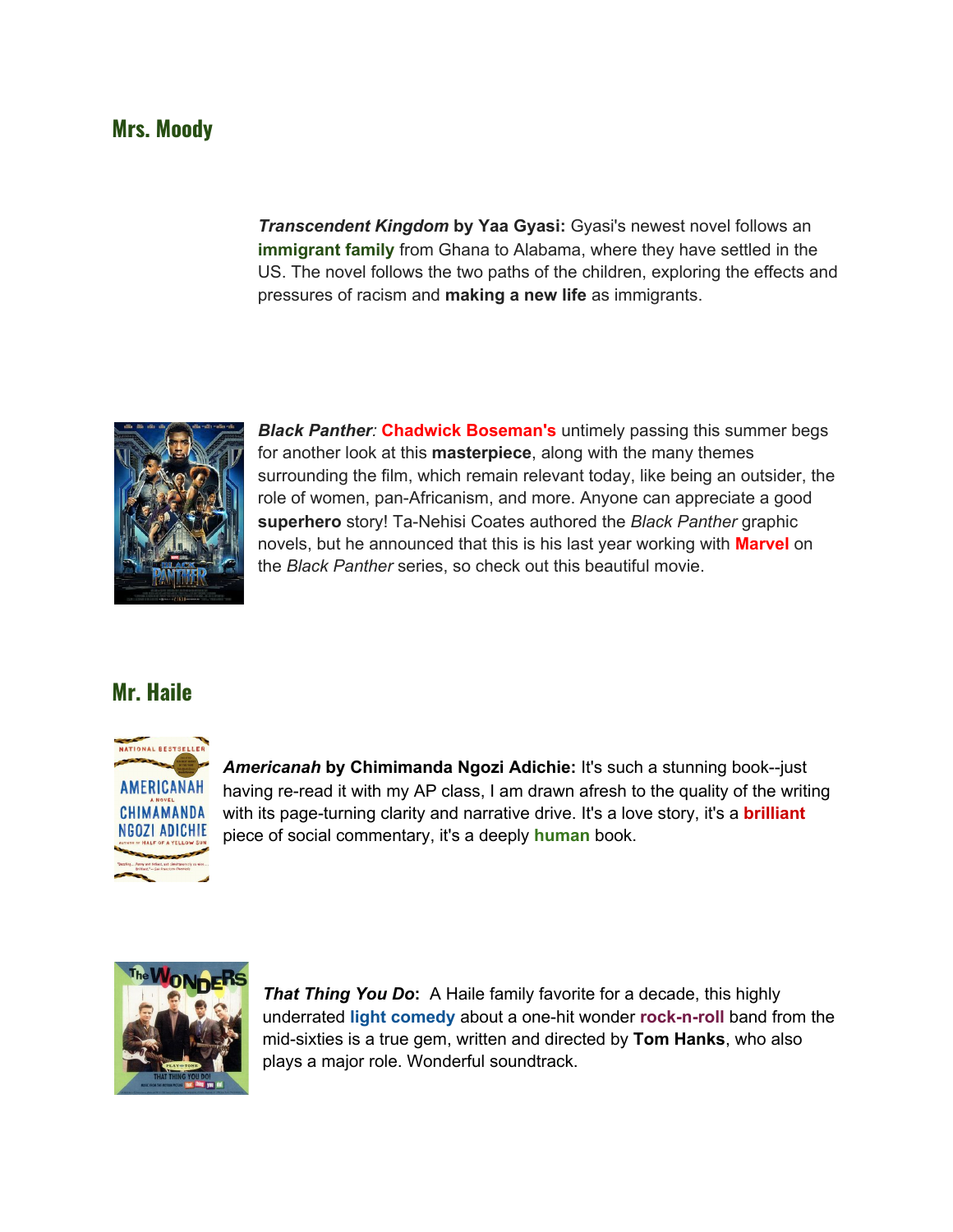## Mrs. Moody

***Transcendent Kingdom* by Yaa Gyasi:** Gyasi's newest novel follows an **immigrant family** from Ghana to Alabama, where they have settled in the US. The novel follows the two paths of the children, exploring the effects and pressures of racism and **making a new life** as immigrants.

***Black Panther***: **Chadwick Boseman's** untimely passing this summer begs for another look at this **masterpiece**, along with the many themes surrounding the film, which remain relevant today, like being an outsider, the role of women, pan-Africanism, and more. Anyone can appreciate a good **superhero** story! Ta-Nehisi Coates authored the *Black Panther* graphic novels, but he announced that this is his last year working with **Marvel** on the *Black Panther* series, so check out this beautiful movie.

## Mr. Haile

***Americanah* by Chimimanda Ngozi Adichie:** It's such a stunning book--just having re-read it with my AP class, I am drawn afresh to the quality of the writing with its page-turning clarity and narrative drive. It's a love story, it's a **brilliant** piece of social commentary, it's a deeply **human** book.

***That Thing You Do*:** A Haile family favorite for a decade, this highly underrated **light comedy** about a one-hit wonder **rock-n-roll** band from the mid-sixties is a true gem, written and directed by **Tom Hanks**, who also plays a major role. Wonderful soundtrack.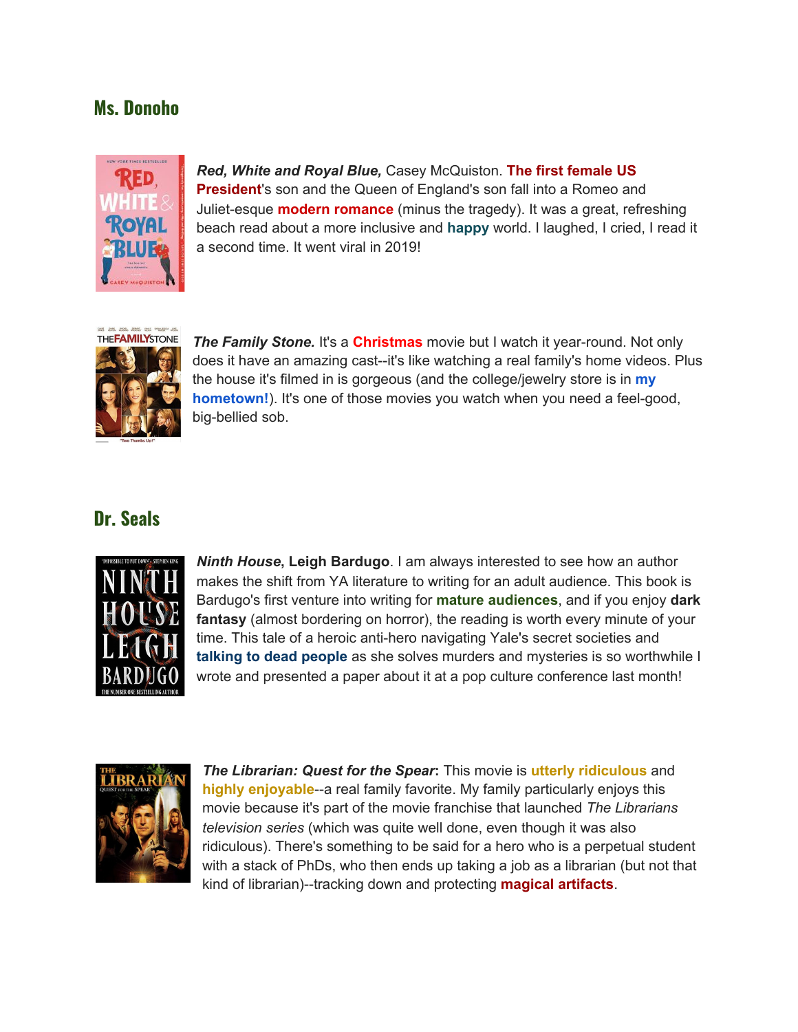## Ms. Donoho

***Red, White and Royal Blue,*** Casey McQuiston. **The first female US President**'s son and the Queen of England's son fall into a Romeo and Juliet-esque **modern romance** (minus the tragedy). It was a great, refreshing beach read about a more inclusive and **happy** world. I laughed, I cried, I read it a second time. It went viral in 2019!

***The Family Stone.*** It's a **Christmas** movie but I watch it year-round. Not only does it have an amazing cast--it's like watching a real family's home videos. Plus the house it's filmed in is gorgeous (and the college/jewelry store is in **my hometown!**). It's one of those movies you watch when you need a feel-good, big-bellied sob.

## Dr. Seals

***Ninth House*, Leigh Bardugo**. I am always interested to see how an author makes the shift from YA literature to writing for an adult audience. This book is Bardugo's first venture into writing for **mature audiences**, and if you enjoy **dark fantasy** (almost bordering on horror), the reading is worth every minute of your time. This tale of a heroic anti-hero navigating Yale's secret societies and **talking to dead people** as she solves murders and mysteries is so worthwhile I wrote and presented a paper about it at a pop culture conference last month!

***The Librarian: Quest for the Spear*:** This movie is **utterly ridiculous** and **highly enjoyable**--a real family favorite. My family particularly enjoys this movie because it's part of the movie franchise that launched *The Librarians television series* (which was quite well done, even though it was also ridiculous). There's something to be said for a hero who is a perpetual student with a stack of PhDs, who then ends up taking a job as a librarian (but not that kind of librarian)--tracking down and protecting **magical artifacts**.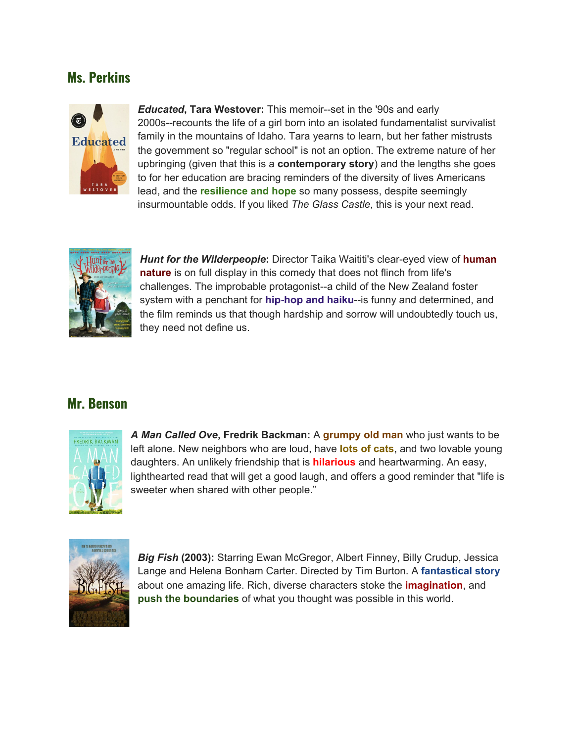## Ms. Perkins

***Educated*, Tara Westover:** This memoir--set in the '90s and early 2000s--recounts the life of a girl born into an isolated fundamentalist survivalist family in the mountains of Idaho. Tara yearns to learn, but her father mistrusts the government so "regular school" is not an option. The extreme nature of her upbringing (given that this is a **contemporary story**) and the lengths she goes to for her education are bracing reminders of the diversity of lives Americans lead, and the **resilience and hope** so many possess, despite seemingly insurmountable odds. If you liked *The Glass Castle*, this is your next read.

***Hunt for the Wilderpeople*:** Director Taika Waititi's clear-eyed view of **human nature** is on full display in this comedy that does not flinch from life's challenges. The improbable protagonist--a child of the New Zealand foster system with a penchant for **hip-hop and haiku**--is funny and determined, and the film reminds us that though hardship and sorrow will undoubtedly touch us, they need not define us.

## Mr. Benson

***A Man Called Ove*, Fredrik Backman:** A **grumpy old man** who just wants to be left alone. New neighbors who are loud, have **lots of cats**, and two lovable young daughters. An unlikely friendship that is **hilarious** and heartwarming. An easy, lighthearted read that will get a good laugh, and offers a good reminder that "life is sweeter when shared with other people."

***Big Fish* (2003):** Starring Ewan McGregor, Albert Finney, Billy Crudup, Jessica Lange and Helena Bonham Carter. Directed by Tim Burton. A **fantastical story** about one amazing life. Rich, diverse characters stoke the **imagination**, and **push the boundaries** of what you thought was possible in this world.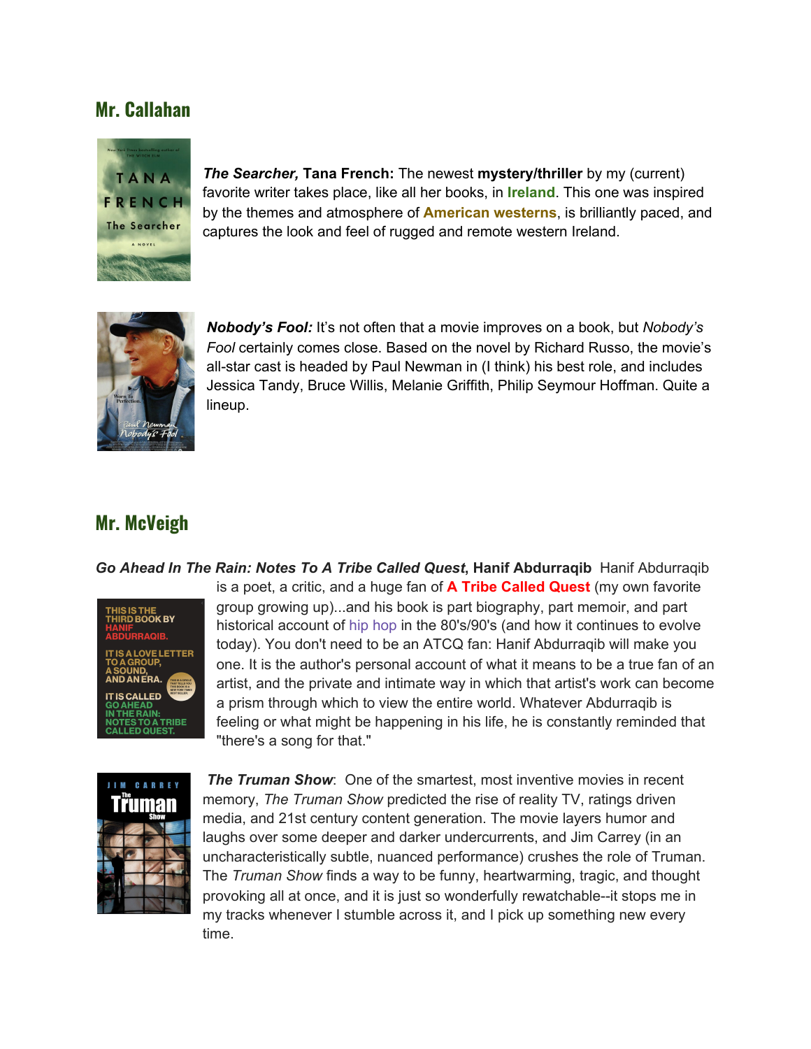## Mr. Callahan

***The Searcher,* Tana French:** The newest **mystery/thriller** by my (current) favorite writer takes place, like all her books, in **Ireland**. This one was inspired by the themes and atmosphere of **American westerns**, is brilliantly paced, and captures the look and feel of rugged and remote western Ireland.

***Nobody's Fool:*** It's not often that a movie improves on a book, but *Nobody's Fool* certainly comes close. Based on the novel by Richard Russo, the movie's all-star cast is headed by Paul Newman in (I think) his best role, and includes Jessica Tandy, Bruce Willis, Melanie Griffith, Philip Seymour Hoffman. Quite a lineup.

## Mr. McVeigh

***Go Ahead In The Rain: Notes To A Tribe Called Quest*, Hanif Abdurraqib** Hanif Abdurraqib is a poet, a critic, and a huge fan of **A Tribe Called Quest** (my own favorite group growing up)...and his book is part biography, part memoir, and part historical account of hip hop in the 80's/90's (and how it continues to evolve today). You don't need to be an ATCQ fan: Hanif Abdurraqib will make you one. It is the author's personal account of what it means to be a true fan of an artist, and the private and intimate way in which that artist's work can become a prism through which to view the entire world. Whatever Abdurraqib is feeling or what might be happening in his life, he is constantly reminded that "there's a song for that."

***The Truman Show***: One of the smartest, most inventive movies in recent memory, *The Truman Show* predicted the rise of reality TV, ratings driven media, and 21st century content generation. The movie layers humor and laughs over some deeper and darker undercurrents, and Jim Carrey (in an uncharacteristically subtle, nuanced performance) crushes the role of Truman. The *Truman Show* finds a way to be funny, heartwarming, tragic, and thought provoking all at once, and it is just so wonderfully rewatchable--it stops me in my tracks whenever I stumble across it, and I pick up something new every time.